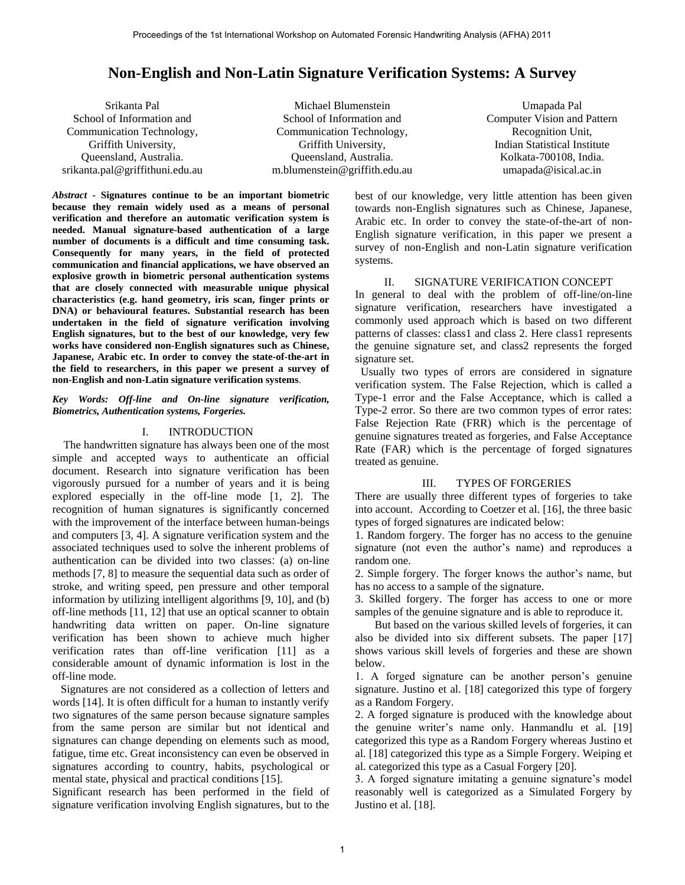# Non-English and Non-Latin Signature Verification Systems: A Survey

Srikanta Pal
School of Information and Communication Technology,
Griffith University,
Queensland, Australia.
srikanta.pal@griffithuni.edu.au

Michael Blumenstein
School of Information and Communication Technology,
Griffith University,
Queensland, Australia.
m.blumenstein@griffith.edu.au

Umapada Pal
Computer Vision and Pattern Recognition Unit,
Indian Statistical Institute
Kolkata-700108, India.
umapada@isical.ac.in

***Abstract*** **- Signatures continue to be an important biometric because they remain widely used as a means of personal verification and therefore an automatic verification system is needed. Manual signature-based authentication of a large number of documents is a difficult and time consuming task. Consequently for many years, in the field of protected communication and financial applications, we have observed an explosive growth in biometric personal authentication systems that are closely connected with measurable unique physical characteristics (e.g. hand geometry, iris scan, finger prints or DNA) or behavioural features. Substantial research has been undertaken in the field of signature verification involving English signatures, but to the best of our knowledge, very few works have considered non-English signatures such as Chinese, Japanese, Arabic etc. In order to convey the state-of-the-art in the field to researchers, in this paper we present a survey of non-English and non-Latin signature verification systems**.

***Key Words: Off-line and On-line signature verification, Biometrics, Authentication systems, Forgeries.***

## I. INTRODUCTION

The handwritten signature has always been one of the most simple and accepted ways to authenticate an official document. Research into signature verification has been vigorously pursued for a number of years and it is being explored especially in the off-line mode [1, 2]. The recognition of human signatures is significantly concerned with the improvement of the interface between human-beings and computers [3, 4]. A signature verification system and the associated techniques used to solve the inherent problems of authentication can be divided into two classes: (a) on-line methods [7, 8] to measure the sequential data such as order of stroke, and writing speed, pen pressure and other temporal information by utilizing intelligent algorithms [9, 10], and (b) off-line methods [11, 12] that use an optical scanner to obtain handwriting data written on paper. On-line signature verification has been shown to achieve much higher verification rates than off-line verification [11] as a considerable amount of dynamic information is lost in the off-line mode.

Signatures are not considered as a collection of letters and words [14]. It is often difficult for a human to instantly verify two signatures of the same person because signature samples from the same person are similar but not identical and signatures can change depending on elements such as mood, fatigue, time etc. Great inconsistency can even be observed in signatures according to country, habits, psychological or mental state, physical and practical conditions [15].

Significant research has been performed in the field of signature verification involving English signatures, but to the best of our knowledge, very little attention has been given towards non-English signatures such as Chinese, Japanese, Arabic etc. In order to convey the state-of-the-art of non-English signature verification, in this paper we present a survey of non-English and non-Latin signature verification systems.

## II. SIGNATURE VERIFICATION CONCEPT

In general to deal with the problem of off-line/on-line signature verification, researchers have investigated a commonly used approach which is based on two different patterns of classes: class1 and class 2. Here class1 represents the genuine signature set, and class2 represents the forged signature set.

Usually two types of errors are considered in signature verification system. The False Rejection, which is called a Type-1 error and the False Acceptance, which is called a Type-2 error. So there are two common types of error rates: False Rejection Rate (FRR) which is the percentage of genuine signatures treated as forgeries, and False Acceptance Rate (FAR) which is the percentage of forged signatures treated as genuine.

## III. TYPES OF FORGERIES

There are usually three different types of forgeries to take into account. According to Coetzer et al. [16], the three basic types of forged signatures are indicated below:

1. Random forgery. The forger has no access to the genuine signature (not even the author's name) and reproduces a random one.
2. Simple forgery. The forger knows the author's name, but has no access to a sample of the signature.
3. Skilled forgery. The forger has access to one or more samples of the genuine signature and is able to reproduce it.

But based on the various skilled levels of forgeries, it can also be divided into six different subsets. The paper [17] shows various skill levels of forgeries and these are shown below.

1. A forged signature can be another person's genuine signature. Justino et al. [18] categorized this type of forgery as a Random Forgery.
2. A forged signature is produced with the knowledge about the genuine writer's name only. Hanmandlu et al. [19] categorized this type as a Random Forgery whereas Justino et al. [18] categorized this type as a Simple Forgery. Weiping et al. categorized this type as a Casual Forgery [20].
3. A forged signature imitating a genuine signature's model reasonably well is categorized as a Simulated Forgery by Justino et al. [18].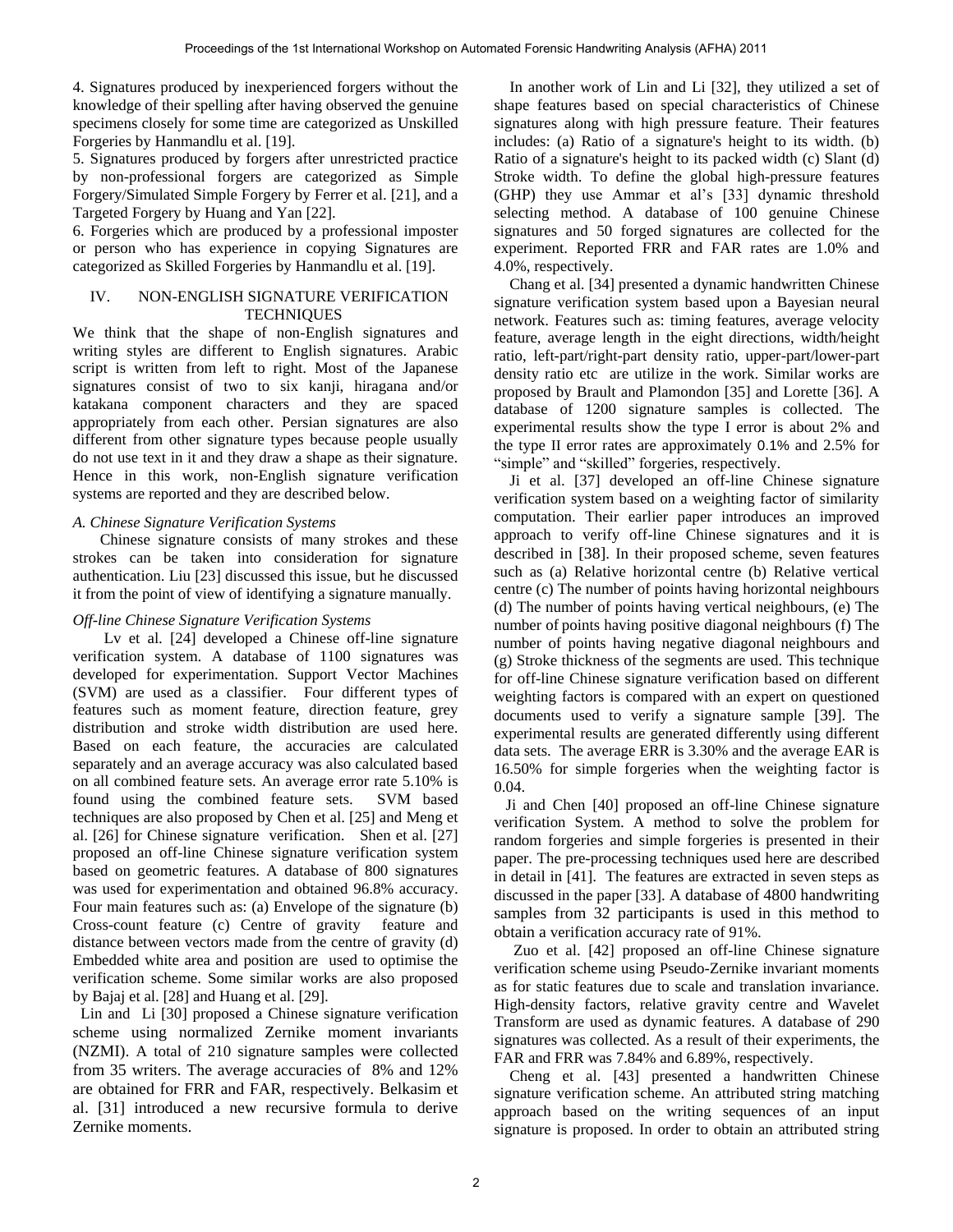4. Signatures produced by inexperienced forgers without the knowledge of their spelling after having observed the genuine specimens closely for some time are categorized as Unskilled Forgeries by Hanmandlu et al. [19].

5. Signatures produced by forgers after unrestricted practice by non-professional forgers are categorized as Simple Forgery/Simulated Simple Forgery by Ferrer et al. [21], and a Targeted Forgery by Huang and Yan [22].

6. Forgeries which are produced by a professional imposter or person who has experience in copying Signatures are categorized as Skilled Forgeries by Hanmandlu et al. [19].

## IV. NON-ENGLISH SIGNATURE VERIFICATION TECHNIQUES

We think that the shape of non-English signatures and writing styles are different to English signatures. Arabic script is written from left to right. Most of the Japanese signatures consist of two to six kanji, hiragana and/or katakana component characters and they are spaced appropriately from each other. Persian signatures are also different from other signature types because people usually do not use text in it and they draw a shape as their signature. Hence in this work, non-English signature verification systems are reported and they are described below.

### *A. Chinese Signature Verification Systems*

Chinese signature consists of many strokes and these strokes can be taken into consideration for signature authentication. Liu [23] discussed this issue, but he discussed it from the point of view of identifying a signature manually.

#### *Off-line Chinese Signature Verification Systems*

Lv et al. [24] developed a Chinese off-line signature verification system. A database of 1100 signatures was developed for experimentation. Support Vector Machines (SVM) are used as a classifier. Four different types of features such as moment feature, direction feature, grey distribution and stroke width distribution are used here. Based on each feature, the accuracies are calculated separately and an average accuracy was also calculated based on all combined feature sets. An average error rate 5.10% is found using the combined feature sets. SVM based techniques are also proposed by Chen et al. [25] and Meng et al. [26] for Chinese signature verification. Shen et al. [27] proposed an off-line Chinese signature verification system based on geometric features. A database of 800 signatures was used for experimentation and obtained 96.8% accuracy. Four main features such as: (a) Envelope of the signature (b) Cross-count feature (c) Centre of gravity feature and distance between vectors made from the centre of gravity (d) Embedded white area and position are used to optimise the verification scheme. Some similar works are also proposed by Bajaj et al. [28] and Huang et al. [29].

Lin and Li [30] proposed a Chinese signature verification scheme using normalized Zernike moment invariants (NZMI). A total of 210 signature samples were collected from 35 writers. The average accuracies of 8% and 12% are obtained for FRR and FAR, respectively. Belkasim et al. [31] introduced a new recursive formula to derive Zernike moments.

In another work of Lin and Li [32], they utilized a set of shape features based on special characteristics of Chinese signatures along with high pressure feature. Their features includes: (a) Ratio of a signature's height to its width. (b) Ratio of a signature's height to its packed width (c) Slant (d) Stroke width. To define the global high-pressure features (GHP) they use Ammar et al's [33] dynamic threshold selecting method. A database of 100 genuine Chinese signatures and 50 forged signatures are collected for the experiment. Reported FRR and FAR rates are 1.0% and 4.0%, respectively.

Chang et al. [34] presented a dynamic handwritten Chinese signature verification system based upon a Bayesian neural network. Features such as: timing features, average velocity feature, average length in the eight directions, width/height ratio, left-part/right-part density ratio, upper-part/lower-part density ratio etc are utilize in the work. Similar works are proposed by Brault and Plamondon [35] and Lorette [36]. A database of 1200 signature samples is collected. The experimental results show the type I error is about 2% and the type II error rates are approximately 0.1% and 2.5% for "simple" and "skilled" forgeries, respectively.

Ji et al. [37] developed an off-line Chinese signature verification system based on a weighting factor of similarity computation. Their earlier paper introduces an improved approach to verify off-line Chinese signatures and it is described in [38]. In their proposed scheme, seven features such as (a) Relative horizontal centre (b) Relative vertical centre (c) The number of points having horizontal neighbours (d) The number of points having vertical neighbours, (e) The number of points having positive diagonal neighbours (f) The number of points having negative diagonal neighbours and (g) Stroke thickness of the segments are used. This technique for off-line Chinese signature verification based on different weighting factors is compared with an expert on questioned documents used to verify a signature sample [39]. The experimental results are generated differently using different data sets. The average ERR is 3.30% and the average EAR is 16.50% for simple forgeries when the weighting factor is 0.04.

Ji and Chen [40] proposed an off-line Chinese signature verification System. A method to solve the problem for random forgeries and simple forgeries is presented in their paper. The pre-processing techniques used here are described in detail in [41]. The features are extracted in seven steps as discussed in the paper [33]. A database of 4800 handwriting samples from 32 participants is used in this method to obtain a verification accuracy rate of 91%.

Zuo et al. [42] proposed an off-line Chinese signature verification scheme using Pseudo-Zernike invariant moments as for static features due to scale and translation invariance. High-density factors, relative gravity centre and Wavelet Transform are used as dynamic features. A database of 290 signatures was collected. As a result of their experiments, the FAR and FRR was 7.84% and 6.89%, respectively.

Cheng et al. [43] presented a handwritten Chinese signature verification scheme. An attributed string matching approach based on the writing sequences of an input signature is proposed. In order to obtain an attributed string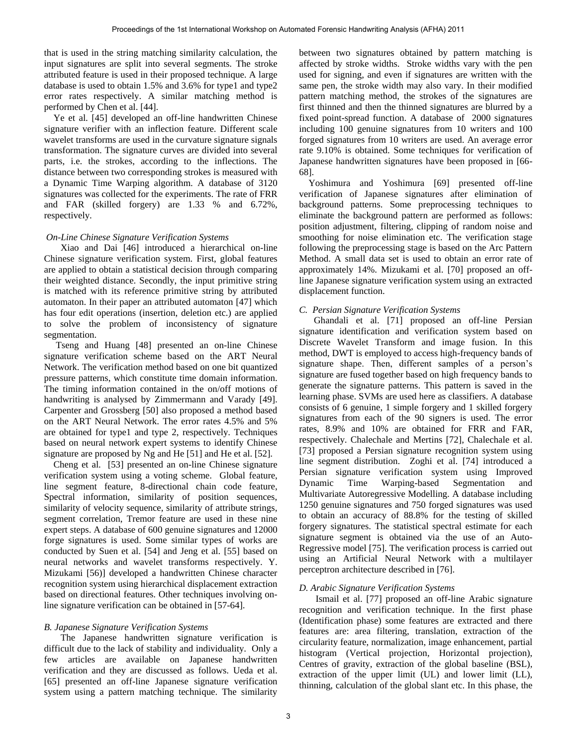that is used in the string matching similarity calculation, the input signatures are split into several segments. The stroke attributed feature is used in their proposed technique. A large database is used to obtain 1.5% and 3.6% for type1 and type2 error rates respectively. A similar matching method is performed by Chen et al. [44].

Ye et al. [45] developed an off-line handwritten Chinese signature verifier with an inflection feature. Different scale wavelet transforms are used in the curvature signature signals transformation. The signature curves are divided into several parts, i.e. the strokes, according to the inflections. The distance between two corresponding strokes is measured with a Dynamic Time Warping algorithm. A database of 3120 signatures was collected for the experiments. The rate of FRR and FAR (skilled forgery) are 1.33 % and 6.72%, respectively.

*On-Line Chinese Signature Verification Systems*

Xiao and Dai [46] introduced a hierarchical on-line Chinese signature verification system. First, global features are applied to obtain a statistical decision through comparing their weighted distance. Secondly, the input primitive string is matched with its reference primitive string by attributed automaton. In their paper an attributed automaton [47] which has four edit operations (insertion, deletion etc.) are applied to solve the problem of inconsistency of signature segmentation.

Tseng and Huang [48] presented an on-line Chinese signature verification scheme based on the ART Neural Network. The verification method based on one bit quantized pressure patterns, which constitute time domain information. The timing information contained in the on/off motions of handwriting is analysed by Zimmermann and Varady [49]. Carpenter and Grossberg [50] also proposed a method based on the ART Neural Network. The error rates 4.5% and 5% are obtained for type1 and type 2, respectively. Techniques based on neural network expert systems to identify Chinese signature are proposed by Ng and He [51] and He et al. [52].

Cheng et al. [53] presented an on-line Chinese signature verification system using a voting scheme. Global feature, line segment feature, 8-directional chain code feature, Spectral information, similarity of position sequences, similarity of velocity sequence, similarity of attribute strings, segment correlation, Tremor feature are used in these nine expert steps. A database of 600 genuine signatures and 12000 forge signatures is used. Some similar types of works are conducted by Suen et al. [54] and Jeng et al. [55] based on neural networks and wavelet transforms respectively. Y. Mizukami [56)] developed a handwritten Chinese character recognition system using hierarchical displacement extraction based on directional features. Other techniques involving on-line signature verification can be obtained in [57-64].

### *B. Japanese Signature Verification Systems*

The Japanese handwritten signature verification is difficult due to the lack of stability and individuality. Only a few articles are available on Japanese handwritten verification and they are discussed as follows. Ueda et al. [65] presented an off-line Japanese signature verification system using a pattern matching technique. The similarity between two signatures obtained by pattern matching is affected by stroke widths. Stroke widths vary with the pen used for signing, and even if signatures are written with the same pen, the stroke width may also vary. In their modified pattern matching method, the strokes of the signatures are first thinned and then the thinned signatures are blurred by a fixed point-spread function. A database of 2000 signatures including 100 genuine signatures from 10 writers and 100 forged signatures from 10 writers are used. An average error rate 9.10% is obtained. Some techniques for verification of Japanese handwritten signatures have been proposed in [66-68].

Yoshimura and Yoshimura [69] presented off-line verification of Japanese signatures after elimination of background patterns. Some preprocessing techniques to eliminate the background pattern are performed as follows: position adjustment, filtering, clipping of random noise and smoothing for noise elimination etc. The verification stage following the preprocessing stage is based on the Arc Pattern Method. A small data set is used to obtain an error rate of approximately 14%. Mizukami et al. [70] proposed an off-line Japanese signature verification system using an extracted displacement function.

### *C. Persian Signature Verification Systems*

Ghandali et al. [71] proposed an off-line Persian signature identification and verification system based on Discrete Wavelet Transform and image fusion. In this method, DWT is employed to access high-frequency bands of signature shape. Then, different samples of a person's signature are fused together based on high frequency bands to generate the signature patterns. This pattern is saved in the learning phase. SVMs are used here as classifiers. A database consists of 6 genuine, 1 simple forgery and 1 skilled forgery signatures from each of the 90 signers is used. The error rates, 8.9% and 10% are obtained for FRR and FAR, respectively. Chalechale and Mertins [72], Chalechale et al. [73] proposed a Persian signature recognition system using line segment distribution. Zoghi et al. [74] introduced a Persian signature verification system using Improved Dynamic Time Warping-based Segmentation and Multivariate Autoregressive Modelling. A database including 1250 genuine signatures and 750 forged signatures was used to obtain an accuracy of 88.8% for the testing of skilled forgery signatures. The statistical spectral estimate for each signature segment is obtained via the use of an Auto-Regressive model [75]. The verification process is carried out using an Artificial Neural Network with a multilayer perceptron architecture described in [76].

### *D. Arabic Signature Verification Systems*

Ismail et al. [77] proposed an off-line Arabic signature recognition and verification technique. In the first phase (Identification phase) some features are extracted and there features are: area filtering, translation, extraction of the circularity feature, normalization, image enhancement, partial histogram (Vertical projection, Horizontal projection), Centres of gravity, extraction of the global baseline (BSL), extraction of the upper limit (UL) and lower limit (LL), thinning, calculation of the global slant etc. In this phase, the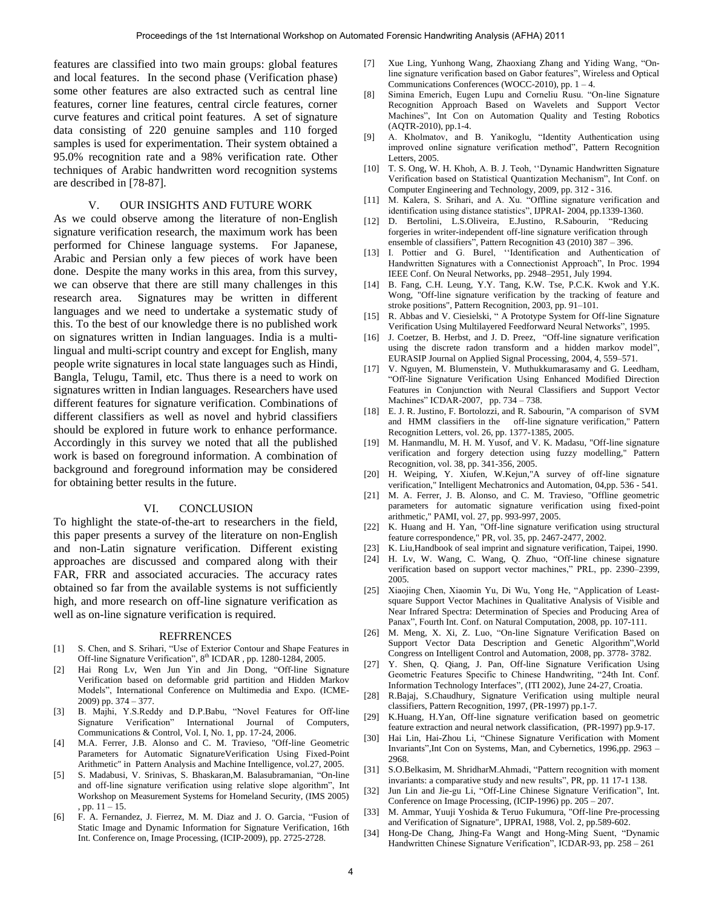features are classified into two main groups: global features and local features. In the second phase (Verification phase) some other features are also extracted such as central line features, corner line features, central circle features, corner curve features and critical point features. A set of signature data consisting of 220 genuine samples and 110 forged samples is used for experimentation. Their system obtained a 95.0% recognition rate and a 98% verification rate. Other techniques of Arabic handwritten word recognition systems are described in [78-87].

## V. OUR INSIGHTS AND FUTURE WORK

As we could observe among the literature of non-English signature verification research, the maximum work has been performed for Chinese language systems. For Japanese, Arabic and Persian only a few pieces of work have been done. Despite the many works in this area, from this survey, we can observe that there are still many challenges in this research area. Signatures may be written in different languages and we need to undertake a systematic study of this. To the best of our knowledge there is no published work on signatures written in Indian languages. India is a multi-lingual and multi-script country and except for English, many people write signatures in local state languages such as Hindi, Bangla, Telugu, Tamil, etc. Thus there is a need to work on signatures written in Indian languages. Researchers have used different features for signature verification. Combinations of different classifiers as well as novel and hybrid classifiers should be explored in future work to enhance performance. Accordingly in this survey we noted that all the published work is based on foreground information. A combination of background and foreground information may be considered for obtaining better results in the future.

## VI. CONCLUSION

To highlight the state-of-the-art to researchers in the field, this paper presents a survey of the literature on non-English and non-Latin signature verification. Different existing approaches are discussed and compared along with their FAR, FRR and associated accuracies. The accuracy rates obtained so far from the available systems is not sufficiently high, and more research on off-line signature verification as well as on-line signature verification is required.

## REFRRENCES

[1] S. Chen, and S. Srihari, "Use of Exterior Contour and Shape Features in Off-line Signature Verification", 8th ICDAR , pp. 1280-1284, 2005.

[2] Hai Rong Lv, Wen Jun Yin and Jin Dong, "Off-line Signature Verification based on deformable grid partition and Hidden Markov Models", International Conference on Multimedia and Expo. (ICME-2009) pp. 374 – 377.

[3] B. Majhi, Y.S.Reddy and D.P.Babu, "Novel Features for Off-line Signature Verification" International Journal of Computers, Communications & Control, Vol. I, No. 1, pp. 17-24, 2006.

[4] M.A. Ferrer, J.B. Alonso and C. M. Travieso, "Off-line Geometric Parameters for Automatic SignatureVerification Using Fixed-Point Arithmetic" in Pattern Analysis and Machine Intelligence, vol.27, 2005.

[5] S. Madabusi, V. Srinivas, S. Bhaskaran,M. Balasubramanian, "On-line and off-line signature verification using relative slope algorithm", Int Workshop on Measurement Systems for Homeland Security, (IMS 2005) , pp. 11 – 15.

[6] F. A. Fernandez, J. Fierrez, M. M. Diaz and J. O. Garcia, "Fusion of Static Image and Dynamic Information for Signature Verification, 16th Int. Conference on, Image Processing, (ICIP-2009), pp. 2725-2728.

[7] Xue Ling, Yunhong Wang, Zhaoxiang Zhang and Yiding Wang, "On-line signature verification based on Gabor features", Wireless and Optical Communications Conferences (WOCC-2010), pp. 1 – 4.

[8] Simina Emerich, Eugen Lupu and Corneliu Rusu. "On-line Signature Recognition Approach Based on Wavelets and Support Vector Machines", Int Con on Automation Quality and Testing Robotics (AQTR-2010), pp.1-4.

[9] A. Kholmatov, and B. Yanikoglu, "Identity Authentication using improved online signature verification method", Pattern Recognition Letters, 2005.

[10] T. S. Ong, W. H. Khoh, A. B. J. Teoh, ''Dynamic Handwritten Signature Verification based on Statistical Quantization Mechanism", Int Conf. on Computer Engineering and Technology, 2009, pp. 312 - 316.

[11] M. Kalera, S. Srihari, and A. Xu. "Offline signature verification and identification using distance statistics", IJPRAI- 2004, pp.1339-1360.

[12] D. Bertolini, L.S.Oliveira, E.Justino, R.Sabourin, "Reducing forgeries in writer-independent off-line signature verification through ensemble of classifiers", Pattern Recognition 43 (2010) 387 – 396.

[13] I. Pottier and G. Burel, ''Identification and Authentication of Handwritten Signatures with a Connectionist Approach", In Proc. 1994 IEEE Conf. On Neural Networks, pp. 2948–2951, July 1994.

[14] B. Fang, C.H. Leung, Y.Y. Tang, K.W. Tse, P.C.K. Kwok and Y.K. Wong, "Off-line signature verification by the tracking of feature and stroke positions", Pattern Recognition, 2003, pp. 91–101.

[15] R. Abbas and V. Ciesielski, " A Prototype System for Off-line Signature Verification Using Multilayered Feedforward Neural Networks", 1995.

[16] J. Coetzer, B. Herbst, and J. D. Preez, "Off-line signature verification using the discrete radon transform and a hidden markov model", EURASIP Journal on Applied Signal Processing, 2004, 4, 559–571.

[17] V. Nguyen, M. Blumenstein, V. Muthukkumarasamy and G. Leedham, "Off-line Signature Verification Using Enhanced Modified Direction Features in Conjunction with Neural Classifiers and Support Vector Machines" ICDAR-2007, pp. 734 – 738.

[18] E. J. R. Justino, F. Bortolozzi, and R. Sabourin, "A comparison of SVM and HMM classifiers in the off-line signature verification," Pattern Recognition Letters, vol. 26, pp. 1377-1385, 2005.

[19] M. Hanmandlu, M. H. M. Yusof, and V. K. Madasu, "Off-line signature verification and forgery detection using fuzzy modelling," Pattern Recognition, vol. 38, pp. 341-356, 2005.

[20] H. Weiping, Y. Xiufen, W.Kejun,"A survey of off-line signature verification," Intelligent Mechatronics and Automation, 04,pp. 536 - 541.

[21] M. A. Ferrer, J. B. Alonso, and C. M. Travieso, "Offline geometric parameters for automatic signature verification using fixed-point arithmetic," PAMI, vol. 27, pp. 993-997, 2005.

[22] K. Huang and H. Yan, "Off-line signature verification using structural feature correspondence," PR, vol. 35, pp. 2467-2477, 2002.

[23] K. Liu,Handbook of seal imprint and signature verification, Taipei, 1990.

[24] H. Lv, W. Wang, C. Wang, Q. Zhuo, "Off-line chinese signature verification based on support vector machines," PRL, pp. 2390–2399, 2005.

[25] Xiaojing Chen, Xiaomin Yu, Di Wu, Yong He, "Application of Least-square Support Vector Machines in Qualitative Analysis of Visible and Near Infrared Spectra: Determination of Species and Producing Area of Panax", Fourth Int. Conf. on Natural Computation, 2008, pp. 107-111.

[26] M. Meng, X. Xi, Z. Luo, "On-line Signature Verification Based on Support Vector Data Description and Genetic Algorithm",World Congress on Intelligent Control and Automation, 2008, pp. 3778- 3782.

[27] Y. Shen, Q. Qiang, J. Pan, Off-line Signature Verification Using Geometric Features Specific to Chinese Handwriting, "24th Int. Conf. Information Technology Interfaces", (ITI 2002), June 24-27, Croatia.

[28] R.Bajaj, S.Chaudhury, Signature Verification using multiple neural classifiers, Pattern Recognition, 1997, (PR-1997) pp.1-7.

[29] K.Huang, H.Yan, Off-line signature verification based on geometric feature extraction and neural network classification, (PR-1997) pp.9-17.

[30] Hai Lin, Hai-Zhou Li, "Chinese Signature Verification with Moment Invariants",Int Con on Systems, Man, and Cybernetics, 1996,pp. 2963 – 2968.

[31] S.O.Belkasim, M. ShridharM.Ahmadi, "Pattern recognition with moment invariants: a comparative study and new results", PR, pp. 11 17-1 138.

[32] Jun Lin and Jie-gu Li, "Off-Line Chinese Signature Verification", Int. Conference on Image Processing, (ICIP-1996) pp. 205 – 207.

[33] M. Ammar, Yuuji Yoshida & Teruo Fukumura, "Off-line Pre-processing and Verification of Signature", IJPRAI, 1988, Vol. 2, pp.589-602.

[34] Hong-De Chang, Jhing-Fa Wangt and Hong-Ming Suent, "Dynamic Handwritten Chinese Signature Verification", ICDAR-93, pp. 258 – 261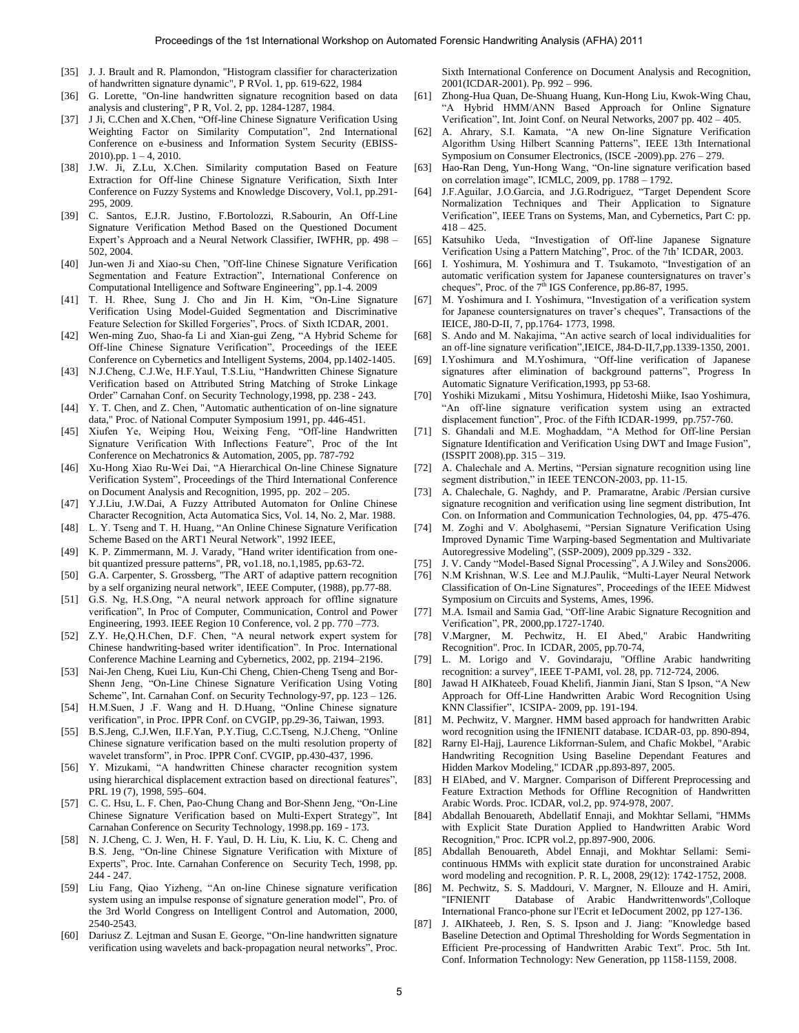[35] J. J. Brault and R. Plamondon, "Histogram classifier for characterization of handwritten signature dynamic", P RVol. 1, pp. 619-622, 1984

[36] G. Lorette, "On-line handwritten signature recognition based on data analysis and clustering", P R, Vol. 2, pp. 1284-1287, 1984.

[37] J Ji, C.Chen and X.Chen, "Off-line Chinese Signature Verification Using Weighting Factor on Similarity Computation", 2nd International Conference on e-business and Information System Security (EBISS-2010).pp. 1 – 4, 2010.

[38] J.W. Ji, Z.Lu, X.Chen. Similarity computation Based on Feature Extraction for Off-line Chinese Signature Verification, Sixth Inter Conference on Fuzzy Systems and Knowledge Discovery, Vol.1, pp.291-295, 2009.

[39] C. Santos, E.J.R. Justino, F.Bortolozzi, R.Sabourin, An Off-Line Signature Verification Method Based on the Questioned Document Expert's Approach and a Neural Network Classifier, IWFHR, pp. 498 – 502, 2004.

[40] Jun-wen Ji and Xiao-su Chen, "Off-line Chinese Signature Verification Segmentation and Feature Extraction", International Conference on Computational Intelligence and Software Engineering", pp.1-4. 2009

[41] T. H. Rhee, Sung J. Cho and Jin H. Kim, "On-Line Signature Verification Using Model-Guided Segmentation and Discriminative Feature Selection for Skilled Forgeries", Procs. of Sixth ICDAR, 2001.

[42] Wen-ming Zuo, Shao-fa Li and Xian-gui Zeng, "A Hybrid Scheme for Off-line Chinese Signature Verification", Proceedings of the IEEE Conference on Cybernetics and Intelligent Systems, 2004, pp.1402-1405.

[43] N.J.Cheng, C.J.We, H.F.Yaul, T.S.Liu, "Handwritten Chinese Signature Verification based on Attributed String Matching of Stroke Linkage Order" Carnahan Conf. on Security Technology,1998, pp. 238 - 243.

[44] Y. T. Chen, and Z. Chen, "Automatic authentication of on-line signature data," Proc. of National Computer Symposium 1991, pp. 446-451.

[45] Xiufen Ye, Weiping Hou, Weixing Feng, "Off-line Handwritten Signature Verification With Inflections Feature", Proc of the Int Conference on Mechatronics & Automation, 2005, pp. 787-792

[46] Xu-Hong Xiao Ru-Wei Dai, "A Hierarchical On-line Chinese Signature Verification System", Proceedings of the Third International Conference on Document Analysis and Recognition, 1995, pp. 202 – 205.

[47] Y.J.Liu, J.W.Dai, A Fuzzy Attributed Automaton for Online Chinese Character Recognition, Acta Automatica Sics, Vol. 14, No. 2, Mar. 1988.

[48] L. Y. Tseng and T. H. Huang, "An Online Chinese Signature Verification Scheme Based on the ART1 Neural Network", 1992 IEEE,

[49] K. P. Zimmermann, M. J. Varady, "Hand writer identification from one-bit quantized pressure patterns", PR, vo1.18, no.1,1985, pp.63-72.

[50] G.A. Carpenter, S. Grossberg, "The ART of adaptive pattern recognition by a self organizing neural network", IEEE Computer, (1988), pp.77-88.

[51] G.S. Ng, H.S.Ong, "A neural network approach for offline signature verification", In Proc of Computer, Communication, Control and Power Engineering, 1993. IEEE Region 10 Conference, vol. 2 pp. 770 –773.

[52] Z.Y. He,Q.H.Chen, D.F. Chen, "A neural network expert system for Chinese handwriting-based writer identification". In Proc. International Conference Machine Learning and Cybernetics, 2002, pp. 2194–2196.

[53] Nai-Jen Cheng, Kuei Liu, Kun-Chi Cheng, Chien-Cheng Tseng and Bor-Shenn Jeng, "On-Line Chinese Signature Verification Using Voting Scheme", Int. Carnahan Conf. on Security Technology-97, pp. 123 – 126.

[54] H.M.Suen, J .F. Wang and H. D.Huang, "Online Chinese signature verification", in Proc. IPPR Conf. on CVGIP, pp.29-36, Taiwan, 1993.

[55] B.S.Jeng, C.J.Wen, II.F.Yan, P.Y.Tiug, C.C.Tseng, N.J.Cheng, "Online Chinese signature verification based on the multi resolution property of wavelet transform", in Proc. IPPR Conf. CVGIP, pp.430-437, 1996.

[56] Y. Mizukami, "A handwritten Chinese character recognition system using hierarchical displacement extraction based on directional features", PRL 19 (7), 1998, 595–604.

[57] C. C. Hsu, L. F. Chen, Pao-Chung Chang and Bor-Shenn Jeng, "On-Line Chinese Signature Verification based on Multi-Expert Strategy", Int Carnahan Conference on Security Technology, 1998.pp. 169 - 173.

[58] N. J.Cheng, C. J. Wen, H. F. Yaul, D. H. Liu, K. Liu, K. C. Cheng and B.S. Jeng, "On-line Chinese Signature Verification with Mixture of Experts", Proc. Inte. Carnahan Conference on Security Tech, 1998, pp. 244 - 247.

[59] Liu Fang, Qiao Yizheng, "An on-line Chinese signature verification system using an impulse response of signature generation model", Pro. of the 3rd World Congress on Intelligent Control and Automation, 2000, 2540-2543.

[60] Dariusz Z. Lejtman and Susan E. George, "On-line handwritten signature verification using wavelets and back-propagation neural networks", Proc. Sixth International Conference on Document Analysis and Recognition, 2001(ICDAR-2001). Pp. 992 – 996.

[61] Zhong-Hua Quan, De-Shuang Huang, Kun-Hong Liu, Kwok-Wing Chau, "A Hybrid HMM/ANN Based Approach for Online Signature Verification", Int. Joint Conf. on Neural Networks, 2007 pp. 402 – 405.

[62] A. Ahrary, S.I. Kamata, "A new On-line Signature Verification Algorithm Using Hilbert Scanning Patterns", IEEE 13th International Symposium on Consumer Electronics, (ISCE -2009).pp. 276 – 279.

[63] Hao-Ran Deng, Yun-Hong Wang, "On-line signature verification based on correlation image", ICMLC, 2009, pp. 1788 – 1792.

[64] J.F.Aguilar, J.O.Garcia, and J.G.Rodriguez, "Target Dependent Score Normalization Techniques and Their Application to Signature Verification", IEEE Trans on Systems, Man, and Cybernetics, Part C: pp. 418 – 425.

[65] Katsuhiko Ueda, "Investigation of Off-line Japanese Signature Verification Using a Pattern Matching", Proc. of the 7th' ICDAR, 2003.

[66] I. Yoshimura, M. Yoshimura and T. Tsukamoto, "Investigation of an automatic verification system for Japanese countersignatures on traver's cheques", Proc. of the 7th IGS Conference, pp.86-87, 1995.

[67] M. Yoshimura and I. Yoshimura, "Investigation of a verification system for Japanese countersignatures on traver's cheques", Transactions of the IEICE, J80-D-II, 7, pp.1764- 1773, 1998.

[68] S. Ando and M. Nakajima, "An active search of local individualities for an off-line signature verification",IEICE, J84-D-II,7,pp.1339-1350, 2001.

[69] I.Yoshimura and M.Yoshimura, "Off-line verification of Japanese signatures after elimination of background patterns", Progress In Automatic Signature Verification,1993, pp 53-68.

[70] Yoshiki Mizukami , Mitsu Yoshimura, Hidetoshi Miike, Isao Yoshimura, "An off-line signature verification system using an extracted displacement function", Proc. of the Fifth ICDAR-1999, pp.757-760.

[71] S. Ghandali and M.E. Moghaddam, "A Method for Off-line Persian Signature Identification and Verification Using DWT and Image Fusion", (ISSPIT 2008).pp. 315 – 319.

[72] A. Chalechale and A. Mertins, "Persian signature recognition using line segment distribution," in IEEE TENCON-2003, pp. 11-15.

[73] A. Chalechale, G. Naghdy, and P. Pramaratne, Arabic /Persian cursive signature recognition and verification using line segment distribution, Int Con. on Information and Communication Technologies, 04, pp. 475-476.

[74] M. Zoghi and V. Abolghasemi, "Persian Signature Verification Using Improved Dynamic Time Warping-based Segmentation and Multivariate Autoregressive Modeling", (SSP-2009), 2009 pp.329 - 332.

[75] J. V. Candy "Model-Based Signal Processing", A J.Wiley and Sons2006.

[76] N.M Krishnan, W.S. Lee and M.J.Paulik, "Multi-Layer Neural Network Classification of On-Line Signatures", Proceedings of the IEEE Midwest Symposium on Circuits and Systems, Ames, 1996.

[77] M.A. Ismail and Samia Gad, "Off-line Arabic Signature Recognition and Verification", PR, 2000,pp.1727-1740.

[78] V.Margner, M. Pechwitz, H. EI Abed," Arabic Handwriting Recognition". Proc. In ICDAR, 2005, pp.70-74,

[79] L. M. Lorigo and V. Govindaraju, "Offline Arabic handwriting recognition: a survey", IEEE T-PAMI, vol. 28, pp. 712-724, 2006.

[80] Jawad H AlKhateeb, Fouad Khelifi, Jianmin Jiani, Stan S Ipson, "A New Approach for Off-Line Handwritten Arabic Word Recognition Using KNN Classifier", ICSIPA- 2009, pp. 191-194.

[81] M. Pechwitz, V. Margner. HMM based approach for handwritten Arabic word recognition using the IFNIENIT database. ICDAR-03, pp. 890-894,

[82] Rarny El-Hajj, Laurence Likforrnan-Sulem, and Chafic Mokbel, "Arabic Handwriting Recognition Using Baseline Dependant Features and Hidden Markov Modeling," ICDAR ,pp.893-897, 2005.

[83] H ElAbed, and V. Margner. Comparison of Different Preprocessing and Feature Extraction Methods for Offline Recognition of Handwritten Arabic Words. Proc. ICDAR, vol.2, pp. 974-978, 2007.

[84] Abdallah Benouareth, Abdellatif Ennaji, and Mokhtar Sellami, "HMMs with Explicit State Duration Applied to Handwritten Arabic Word Recognition," Proc. ICPR vol.2, pp.897-900, 2006.

[85] Abdallah Benouareth, Abdel Ennaji, and Mokhtar Sellami: Semi-continuous HMMs with explicit state duration for unconstrained Arabic word modeling and recognition. P. R. L, 2008, 29(12): 1742-1752, 2008.

[86] M. Pechwitz, S. S. Maddouri, V. Margner, N. Ellouze and H. Amiri, "IFNIENIT Database of Arabic Handwrittenwords",Colloque International Franco-phone sur l'Ecrit et IeDocument 2002, pp 127-136.

[87] J. AlKhateeb, J. Ren, S. S. Ipson and J. Jiang: "Knowledge based Baseline Detection and Optimal Thresholding for Words Segmentation in Efficient Pre-processing of Handwritten Arabic Text". Proc. 5th Int. Conf. Information Technology: New Generation, pp 1158-1159, 2008.